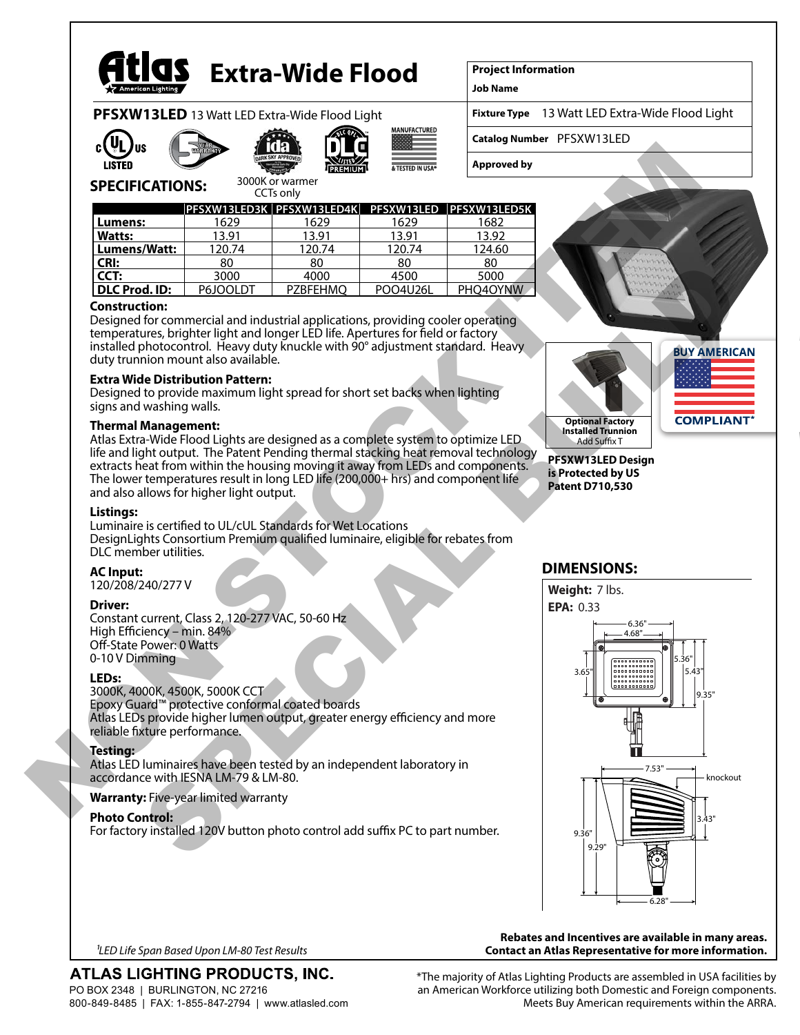# Atlas Extra-Wide Flood

**PFSXW13LED** 13 Watt LED Extra-Wide Flood Light

| Project Information | |
|---|---|
| Job Name | |
| Fixture Type | 13 Watt LED Extra-Wide Flood Light |
| Catalog Number | PFSXW13LED |
| Approved by | |

3000K or warmer CCTs only

NON-STOCK ITEM SPECIAL BUILD

## SPECIFICATIONS:

| | PFSXW13LED3K | PFSXW13LED4K | PFSXW13LED | PFSXW13LED5K |
|---|---|---|---|---|
| **Lumens:** | 1629 | 1629 | 1629 | 1682 |
| **Watts:** | 13.91 | 13.91 | 13.91 | 13.92 |
| **Lumens/Watt:** | 120.74 | 120.74 | 120.74 | 124.60 |
| **CRI:** | 80 | 80 | 80 | 80 |
| **CCT:** | 3000 | 4000 | 4500 | 5000 |
| **DLC Prod. ID:** | P6JOOLDT | PZBFEHMQ | POO4U26L | PHQ4OYNW |

**Construction:**
Designed for commercial and industrial applications, providing cooler operating temperatures, brighter light and longer LED life. Apertures for field or factory installed photocontrol. Heavy duty knuckle with 90° adjustment standard. Heavy duty trunnion mount also available.

**Extra Wide Distribution Pattern:**
Designed to provide maximum light spread for short set backs when lighting signs and washing walls.

**Thermal Management:**
Atlas Extra-Wide Flood Lights are designed as a complete system to optimize LED life and light output. The Patent Pending thermal stacking heat removal technology extracts heat from within the housing moving it away from LEDs and components. The lower temperatures result in long LED life (200,000+ hrs) and component life and also allows for higher light output.

**Listings:**
Luminaire is certified to UL/cUL Standards for Wet Locations
DesignLights Consortium Premium qualified luminaire, eligible for rebates from DLC member utilities.

**AC Input:**
120/208/240/277 V

**Driver:**
Constant current, Class 2, 120-277 VAC, 50-60 Hz
High Efficiency – min. 84%
Off-State Power: 0 Watts
0-10 V Dimming

**LEDs:**
3000K, 4000K, 4500K, 5000K CCT
Epoxy Guard™ protective conformal coated boards
Atlas LEDs provide higher lumen output, greater energy efficiency and more reliable fixture performance.

**Testing:**
Atlas LED luminaires have been tested by an independent laboratory in accordance with IESNA LM-79 & LM-80.

**Warranty:** Five-year limited warranty

**Photo Control:**
For factory installed 120V button photo control add suffix PC to part number.

**Optional Factory Installed Trunnion**
Add Suffix T

**PFSXW13LED Design is Protected by US Patent D710,530**

BUY AMERICAN COMPLIANT*

## DIMENSIONS:

**Weight:** 7 lbs.
**EPA:** 0.33

6.36" | 4.68" | 5.36" | 5.43" | 3.65" | 9.35" | 7.53" | knockout | 3.43" | 9.36" | 9.29" | 6.28"

[1]LED Life Span Based Upon LM-80 Test Results

**Rebates and Incentives are available in many areas. Contact an Atlas Representative for more information.**

**ATLAS LIGHTING PRODUCTS, INC.**
PO BOX 2348 | BURLINGTON, NC 27216
800-849-8485 | FAX: 1-855-847-2794 | www.atlasled.com

*The majority of Atlas Lighting Products are assembled in USA facilities by an American Workforce utilizing both Domestic and Foreign components. Meets Buy American requirements within the ARRA.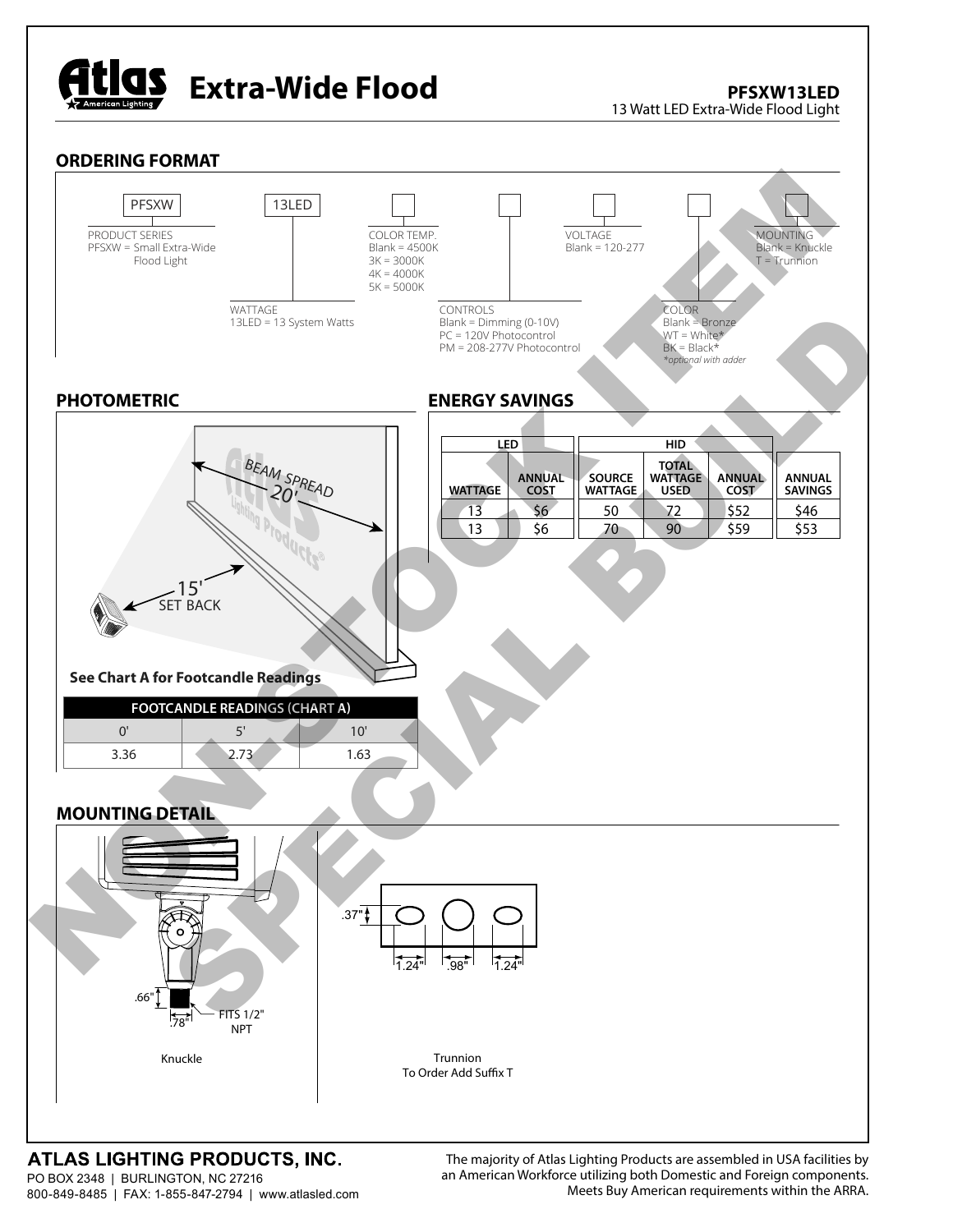# Extra-Wide Flood

**PFSXW13LED**
13 Watt LED Extra-Wide Flood Light

NON-STOCK ITEM
SPECIAL BUILD

## ORDERING FORMAT

PFSXW | 13LED | ☐ | ☐ | ☐ | ☐ | ☐

- PRODUCT SERIES
  - PFSXW = Small Extra-Wide Flood Light
- WATTAGE
  - 13LED = 13 System Watts
- COLOR TEMP.
  - Blank = 4500K
  - 3K = 3000K
  - 4K = 4000K
  - 5K = 5000K
- CONTROLS
  - Blank = Dimming (0-10V)
  - PC = 120V Photocontrol
  - PM = 208-277V Photocontrol
- VOLTAGE
  - Blank = 120-277
- COLOR
  - Blank = Bronze
  - WT = White*
  - BK = Black*
  - *optional with adder*
- MOUNTING
  - Blank = Knuckle
  - T = Trunnion

## PHOTOMETRIC

BEAM SPREAD 20'

15' SET BACK

**See Chart A for Footcandle Readings**

| FOOTCANDLE READINGS (CHART A) | | |
|---|---|---|
| 0' | 5' | 10' |
| 3.36 | 2.73 | 1.63 |

## ENERGY SAVINGS

| LED | | HID | | | |
|---|---|---|---|---|---|
| WATTAGE | ANNUAL COST | SOURCE WATTAGE | TOTAL WATTAGE USED | ANNUAL COST | ANNUAL SAVINGS |
| 13 | $6 | 50 | 72 | $52 | $46 |
| 13 | $6 | 70 | 90 | $59 | $53 |

## MOUNTING DETAIL

.66"
.78"
FITS 1/2" NPT

Knuckle

.37"
1.24"
.98"
1.24"

Trunnion
To Order Add Suffix T

**ATLAS LIGHTING PRODUCTS, INC.**
PO BOX 2348 | BURLINGTON, NC 27216
800-849-8485 | FAX: 1-855-847-2794 | www.atlasled.com

The majority of Atlas Lighting Products are assembled in USA facilities by an American Workforce utilizing both Domestic and Foreign components. Meets Buy American requirements within the ARRA.